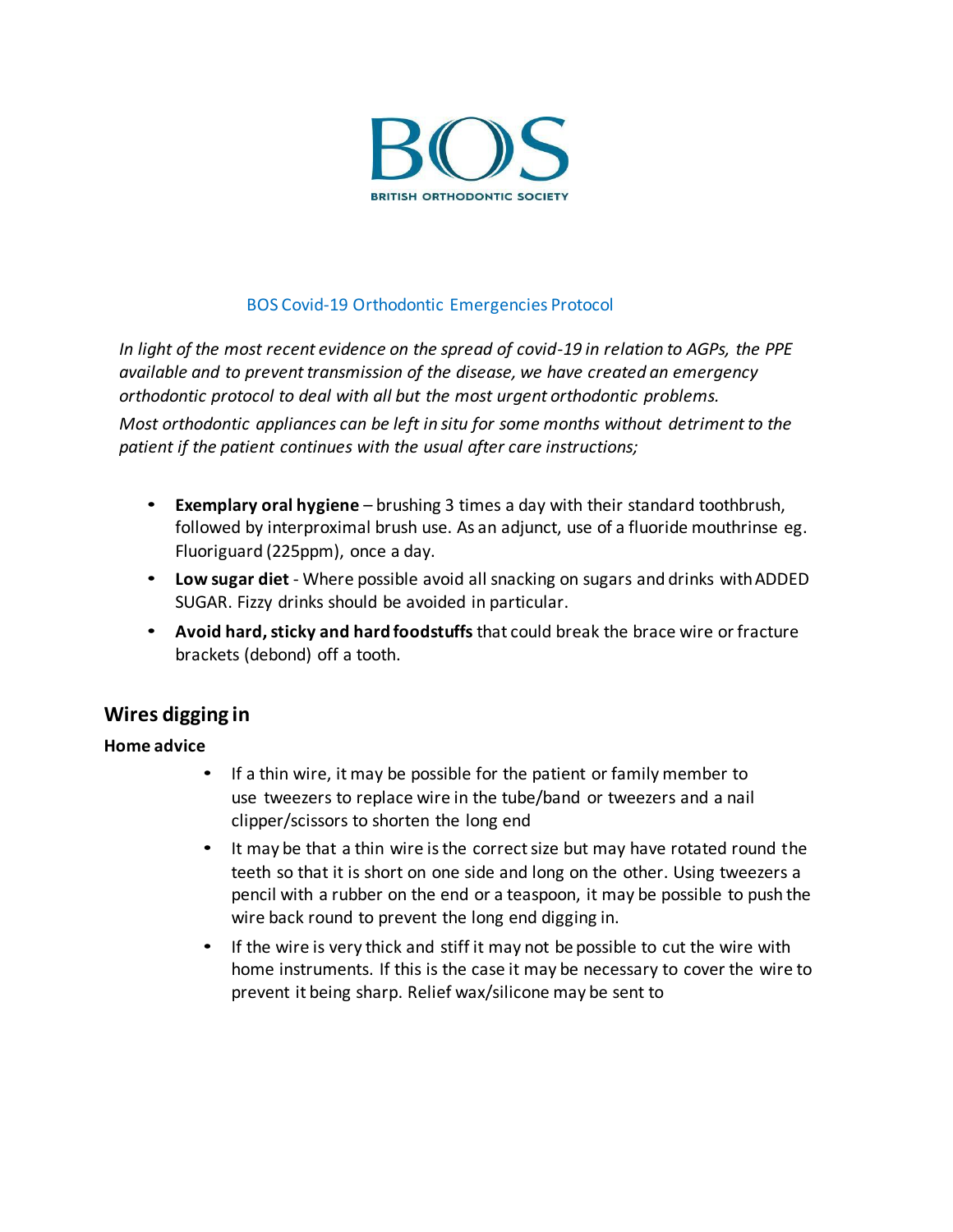BOS

BRITISH ORTHODONTIC SOCIETY

BOS Covid-19 Orthodontic Emergencies Protocol

*In light of the most recent evidence on the spread of covid-19 in relation to AGPs, the PPE available and to prevent transmission of the disease, we have created an emergency orthodontic protocol to deal with all but the most urgent orthodontic problems.*

*Most orthodontic appliances can be left in situ for some months without detriment to the patient if the patient continues with the usual after care instructions;*

- **Exemplary oral hygiene** – brushing 3 times a day with their standard toothbrush, followed by interproximal brush use. As an adjunct, use of a fluoride mouthrinse eg. Fluoriguard (225ppm), once a day.
- **Low sugar diet** - Where possible avoid all snacking on sugars and drinks with ADDED SUGAR. Fizzy drinks should be avoided in particular.
- **Avoid hard, sticky and hard foodstuffs** that could break the brace wire or fracture brackets (debond) off a tooth.

## Wires digging in

**Home advice**

- If a thin wire, it may be possible for the patient or family member to use tweezers to replace wire in the tube/band or tweezers and a nail clipper/scissors to shorten the long end
- It may be that a thin wire is the correct size but may have rotated round the teeth so that it is short on one side and long on the other. Using tweezers a pencil with a rubber on the end or a teaspoon, it may be possible to push the wire back round to prevent the long end digging in.
- If the wire is very thick and stiff it may not be possible to cut the wire with home instruments. If this is the case it may be necessary to cover the wire to prevent it being sharp. Relief wax/silicone may be sent to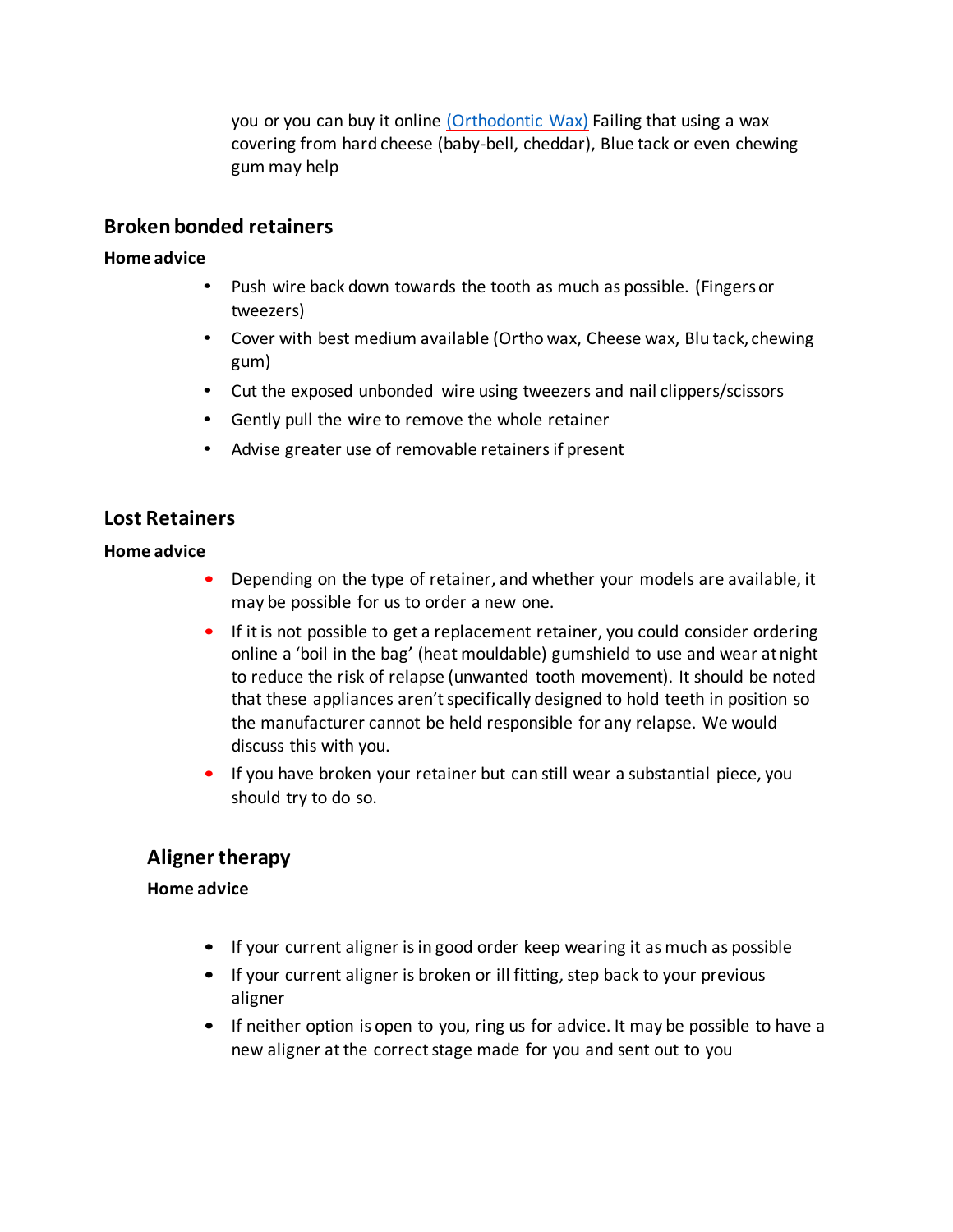you or you can buy it online [(Orthodontic Wax)] Failing that using a wax covering from hard cheese (baby-bell, cheddar), Blue tack or even chewing gum may help

## Broken bonded retainers

**Home advice**

- Push wire back down towards the tooth as much as possible. (Fingers or tweezers)
- Cover with best medium available (Ortho wax, Cheese wax, Blu tack, chewing gum)
- Cut the exposed unbonded wire using tweezers and nail clippers/scissors
- Gently pull the wire to remove the whole retainer
- Advise greater use of removable retainers if present

## Lost Retainers

**Home advice**

- Depending on the type of retainer, and whether your models are available, it may be possible for us to order a new one.
- If it is not possible to get a replacement retainer, you could consider ordering online a 'boil in the bag' (heat mouldable) gumshield to use and wear at night to reduce the risk of relapse (unwanted tooth movement). It should be noted that these appliances aren't specifically designed to hold teeth in position so the manufacturer cannot be held responsible for any relapse. We would discuss this with you.
- If you have broken your retainer but can still wear a substantial piece, you should try to do so.

## Aligner therapy

**Home advice**

- If your current aligner is in good order keep wearing it as much as possible
- If your current aligner is broken or ill fitting, step back to your previous aligner
- If neither option is open to you, ring us for advice. It may be possible to have a new aligner at the correct stage made for you and sent out to you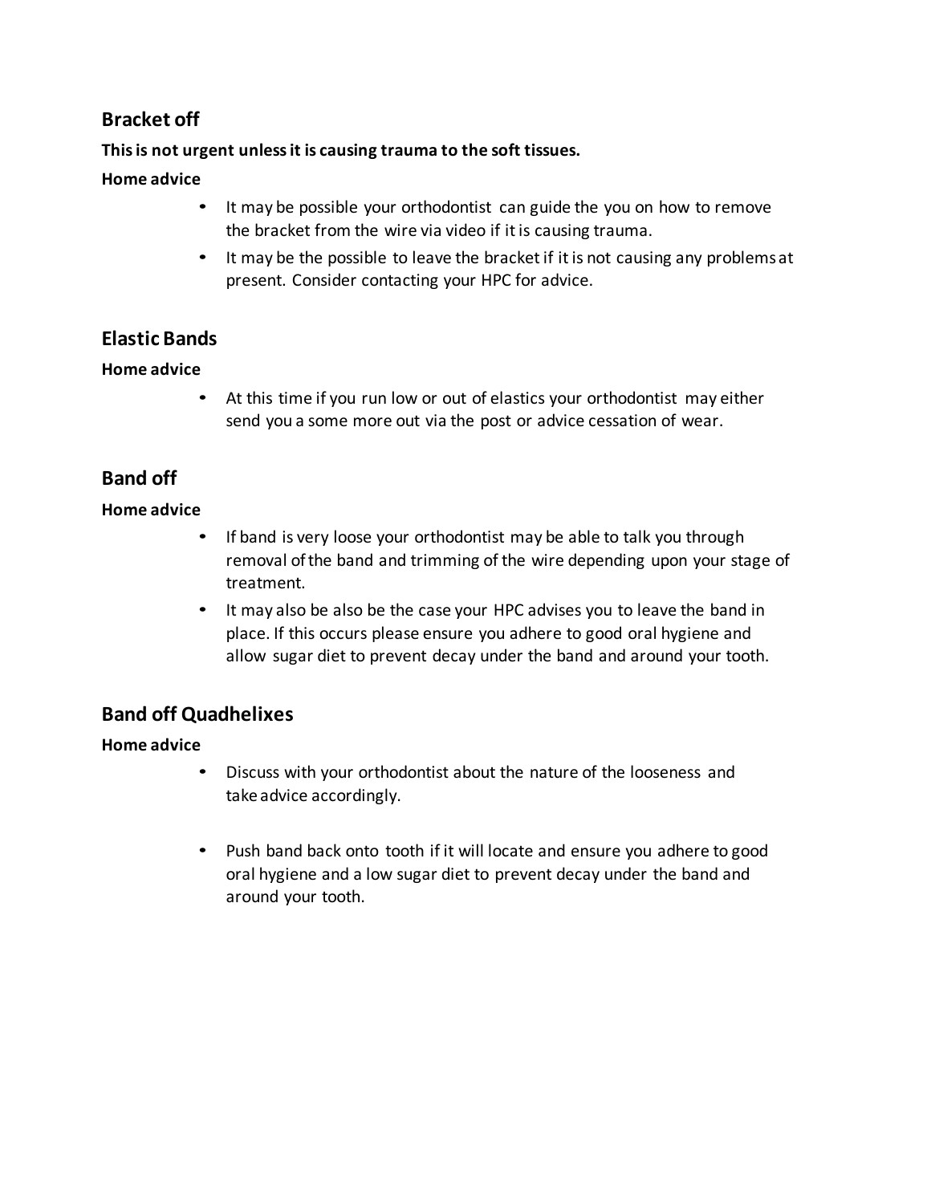## Bracket off

**This is not urgent unless it is causing trauma to the soft tissues.**

**Home advice**

- It may be possible your orthodontist can guide the you on how to remove the bracket from the wire via video if it is causing trauma.
- It may be the possible to leave the bracket if it is not causing any problems at present. Consider contacting your HPC for advice.

## Elastic Bands

**Home advice**

- At this time if you run low or out of elastics your orthodontist may either send you a some more out via the post or advice cessation of wear.

## Band off

**Home advice**

- If band is very loose your orthodontist may be able to talk you through removal of the band and trimming of the wire depending upon your stage of treatment.
- It may also be also be the case your HPC advises you to leave the band in place. If this occurs please ensure you adhere to good oral hygiene and allow sugar diet to prevent decay under the band and around your tooth.

## Band off Quadhelixes

**Home advice**

- Discuss with your orthodontist about the nature of the looseness and take advice accordingly.

- Push band back onto tooth if it will locate and ensure you adhere to good oral hygiene and a low sugar diet to prevent decay under the band and around your tooth.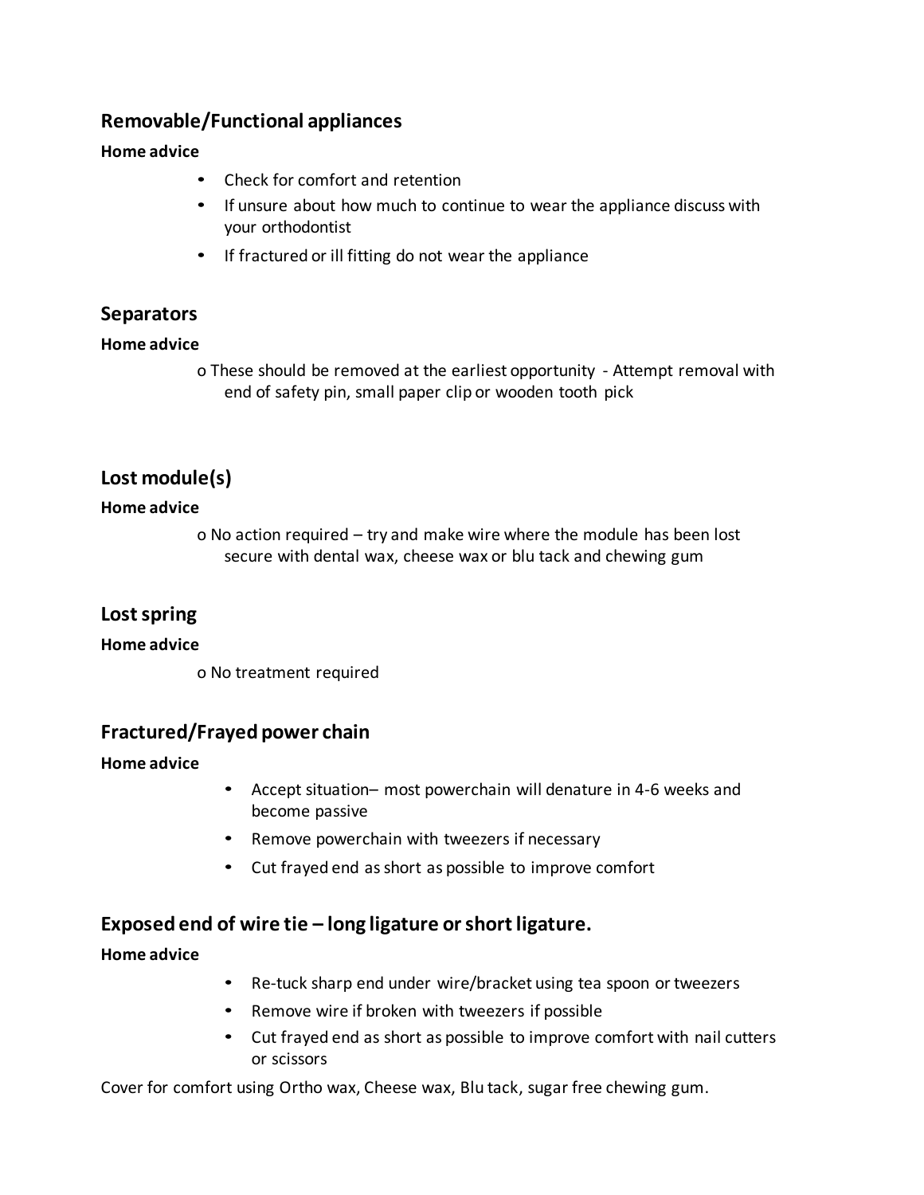## Removable/Functional appliances

**Home advice**

- Check for comfort and retention
- If unsure about how much to continue to wear the appliance discuss with your orthodontist
- If fractured or ill fitting do not wear the appliance

## Separators

**Home advice**

- These should be removed at the earliest opportunity - Attempt removal with end of safety pin, small paper clip or wooden tooth pick

## Lost module(s)

**Home advice**

- No action required – try and make wire where the module has been lost secure with dental wax, cheese wax or blu tack and chewing gum

## Lost spring

**Home advice**

- No treatment required

## Fractured/Frayed power chain

**Home advice**

- Accept situation– most powerchain will denature in 4-6 weeks and become passive
- Remove powerchain with tweezers if necessary
- Cut frayed end as short as possible to improve comfort

## Exposed end of wire tie – long ligature or short ligature.

**Home advice**

- Re-tuck sharp end under wire/bracket using tea spoon or tweezers
- Remove wire if broken with tweezers if possible
- Cut frayed end as short as possible to improve comfort with nail cutters or scissors

Cover for comfort using Ortho wax, Cheese wax, Blu tack, sugar free chewing gum.